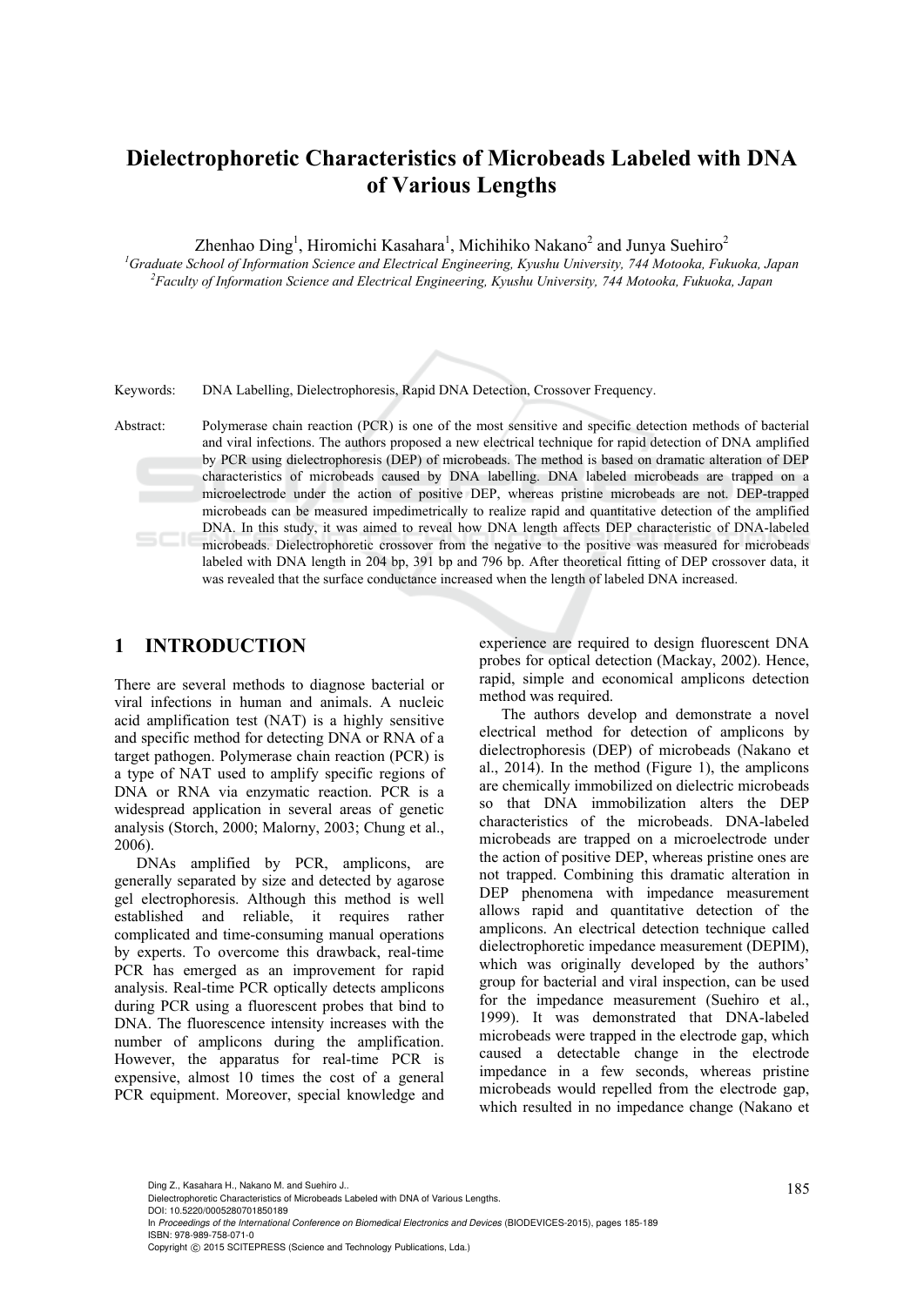# Dielectrophoretic Characteristics of Microbeads Labeled with DNA of Various Lengths

Zhenhao Ding[1], Hiromichi Kasahara[1], Michihiko Nakano[2] and Junya Suehiro[2]

[1]Graduate School of Information Science and Electrical Engineering, Kyushu University, 744 Motooka, Fukuoka, Japan
[2]Faculty of Information Science and Electrical Engineering, Kyushu University, 744 Motooka, Fukuoka, Japan

Keywords: DNA Labelling, Dielectrophoresis, Rapid DNA Detection, Crossover Frequency.

Abstract: Polymerase chain reaction (PCR) is one of the most sensitive and specific detection methods of bacterial and viral infections. The authors proposed a new electrical technique for rapid detection of DNA amplified by PCR using dielectrophoresis (DEP) of microbeads. The method is based on dramatic alteration of DEP characteristics of microbeads caused by DNA labelling. DNA labeled microbeads are trapped on a microelectrode under the action of positive DEP, whereas pristine microbeads are not. DEP-trapped microbeads can be measured impedimetrically to realize rapid and quantitative detection of the amplified DNA. In this study, it was aimed to reveal how DNA length affects DEP characteristic of DNA-labeled microbeads. Dielectrophoretic crossover from the negative to the positive was measured for microbeads labeled with DNA length in 204 bp, 391 bp and 796 bp. After theoretical fitting of DEP crossover data, it was revealed that the surface conductance increased when the length of labeled DNA increased.

## 1 INTRODUCTION

There are several methods to diagnose bacterial or viral infections in human and animals. A nucleic acid amplification test (NAT) is a highly sensitive and specific method for detecting DNA or RNA of a target pathogen. Polymerase chain reaction (PCR) is a type of NAT used to amplify specific regions of DNA or RNA via enzymatic reaction. PCR is a widespread application in several areas of genetic analysis (Storch, 2000; Malorny, 2003; Chung et al., 2006).

DNAs amplified by PCR, amplicons, are generally separated by size and detected by agarose gel electrophoresis. Although this method is well established and reliable, it requires rather complicated and time-consuming manual operations by experts. To overcome this drawback, real-time PCR has emerged as an improvement for rapid analysis. Real-time PCR optically detects amplicons during PCR using a fluorescent probes that bind to DNA. The fluorescence intensity increases with the number of amplicons during the amplification. However, the apparatus for real-time PCR is expensive, almost 10 times the cost of a general PCR equipment. Moreover, special knowledge and experience are required to design fluorescent DNA probes for optical detection (Mackay, 2002). Hence, rapid, simple and economical amplicons detection method was required.

The authors develop and demonstrate a novel electrical method for detection of amplicons by dielectrophoresis (DEP) of microbeads (Nakano et al., 2014). In the method (Figure 1), the amplicons are chemically immobilized on dielectric microbeads so that DNA immobilization alters the DEP characteristics of the microbeads. DNA-labeled microbeads are trapped on a microelectrode under the action of positive DEP, whereas pristine ones are not trapped. Combining this dramatic alteration in DEP phenomena with impedance measurement allows rapid and quantitative detection of the amplicons. An electrical detection technique called dielectrophoretic impedance measurement (DEPIM), which was originally developed by the authors' group for bacterial and viral inspection, can be used for the impedance measurement (Suehiro et al., 1999). It was demonstrated that DNA-labeled microbeads were trapped in the electrode gap, which caused a detectable change in the electrode impedance in a few seconds, whereas pristine microbeads would repelled from the electrode gap, which resulted in no impedance change (Nakano et

Ding Z., Kasahara H., Nakano M. and Suehiro J..
Dielectrophoretic Characteristics of Microbeads Labeled with DNA of Various Lengths.
DOI: 10.5220/0005280701850189
In *Proceedings of the International Conference on Biomedical Electronics and Devices* (BIODEVICES-2015), pages 185-189
ISBN: 978-989-758-071-0
Copyright © 2015 SCITEPRESS (Science and Technology Publications, Lda.)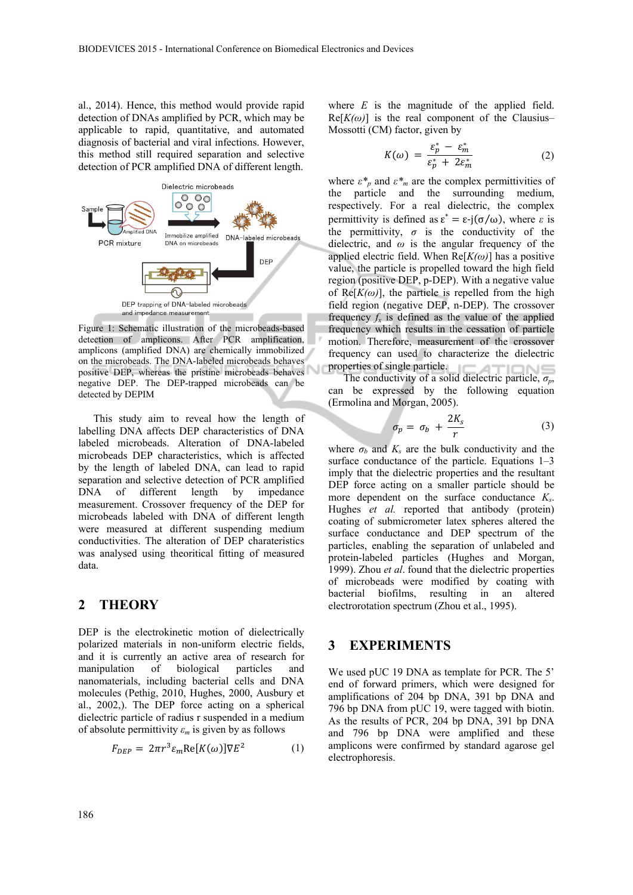al., 2014). Hence, this method would provide rapid detection of DNAs amplified by PCR, which may be applicable to rapid, quantitative, and automated diagnosis of bacterial and viral infections. However, this method still required separation and selective detection of PCR amplified DNA of different length.

Figure 1: Schematic illustration of the microbeads-based detection of amplicons. After PCR amplification, amplicons (amplified DNA) are chemically immobilized on the microbeads. The DNA-labeled microbeads behaves positive DEP, whereas the pristine microbeads behaves negative DEP. The DEP-trapped microbeads can be detected by DEPIM

This study aim to reveal how the length of labelling DNA affects DEP characteristics of DNA labeled microbeads. Alteration of DNA-labeled microbeads DEP characteristics, which is affected by the length of labeled DNA, can lead to rapid separation and selective detection of PCR amplified DNA of different length by impedance measurement. Crossover frequency of the DEP for microbeads labeled with DNA of different length were measured at different suspending medium conductivities. The alteration of DEP charateristics was analysed using theoritical fitting of measured data.

## 2 THEORY

DEP is the electrokinetic motion of dielectrically polarized materials in non-uniform electric fields, and it is currently an active area of research for manipulation of biological particles and nanomaterials, including bacterial cells and DNA molecules (Pethig, 2010, Hughes, 2000, Ausbury et al., 2002,). The DEP force acting on a spherical dielectric particle of radius r suspended in a medium of absolute permittivity $\varepsilon_m$ is given by as follows

$$F_{DEP} = 2\pi r^3 \varepsilon_m \mathrm{Re}[K(\omega)] \nabla E^2 \tag{1}$$

where $E$ is the magnitude of the applied field. Re[$K(\omega)$] is the real component of the Clausius–Mossotti (CM) factor, given by

$$K(\omega) = \frac{\varepsilon_p^* - \varepsilon_m^*}{\varepsilon_p^* + 2\varepsilon_m^*} \tag{2}$$

where $\varepsilon^*_p$ and $\varepsilon^*_m$ are the complex permittivities of the particle and the surrounding medium, respectively. For a real dielectric, the complex permittivity is defined as $\varepsilon^* = \varepsilon - j(\sigma/\omega)$, where $\varepsilon$ is the permittivity, $\sigma$ is the conductivity of the dielectric, and $\omega$ is the angular frequency of the applied electric field. When Re[$K(\omega)$] has a positive value, the particle is propelled toward the high field region (positive DEP, p-DEP). With a negative value of Re[$K(\omega)$], the particle is repelled from the high field region (negative DEP, n-DEP). The crossover frequency $f_x$ is defined as the value of the applied frequency which results in the cessation of particle motion. Therefore, measurement of the crossover frequency can used to characterize the dielectric properties of single particle.

The conductivity of a solid dielectric particle, $\sigma_p$, can be expressed by the following equation (Ermolina and Morgan, 2005).

$$\sigma_p = \sigma_b + \frac{2K_s}{r} \tag{3}$$

where $\sigma_b$ and $K_s$ are the bulk conductivity and the surface conductance of the particle. Equations 1–3 imply that the dielectric properties and the resultant DEP force acting on a smaller particle should be more dependent on the surface conductance $K_s$. Hughes *et al.* reported that antibody (protein) coating of submicrometer latex spheres altered the surface conductance and DEP spectrum of the particles, enabling the separation of unlabeled and protein-labeled particles (Hughes and Morgan, 1999). Zhou *et al*. found that the dielectric properties of microbeads were modified by coating with bacterial biofilms, resulting in an altered electrorotation spectrum (Zhou et al., 1995).

## 3 EXPERIMENTS

We used pUC 19 DNA as template for PCR. The 5' end of forward primers, which were designed for amplifications of 204 bp DNA, 391 bp DNA and 796 bp DNA from pUC 19, were tagged with biotin. As the results of PCR, 204 bp DNA, 391 bp DNA and 796 bp DNA were amplified and these amplicons were confirmed by standard agarose gel electrophoresis.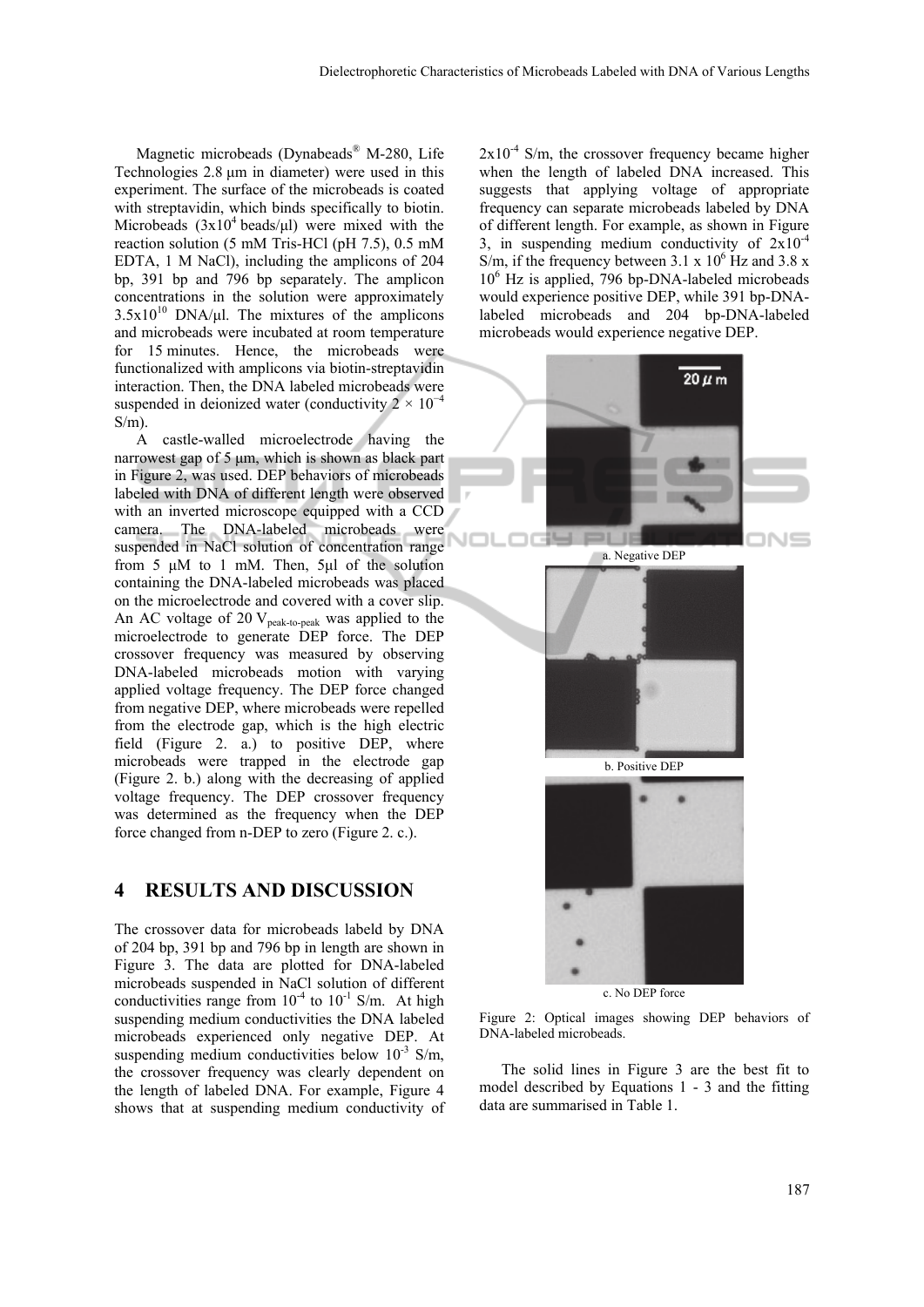Magnetic microbeads (Dynabeads® M-280, Life Technologies 2.8 μm in diameter) were used in this experiment. The surface of the microbeads is coated with streptavidin, which binds specifically to biotin. Microbeads ($3x10^4$ beads/μl) were mixed with the reaction solution (5 mM Tris-HCl (pH 7.5), 0.5 mM EDTA, 1 M NaCl), including the amplicons of 204 bp, 391 bp and 796 bp separately. The amplicon concentrations in the solution were approximately $3.5x10^{10}$ DNA/μl. The mixtures of the amplicons and microbeads were incubated at room temperature for 15 minutes. Hence, the microbeads were functionalized with amplicons via biotin-streptavidin interaction. Then, the DNA labeled microbeads were suspended in deionized water (conductivity $2 \times 10^{-4}$ S/m).

A castle-walled microelectrode having the narrowest gap of 5 μm, which is shown as black part in Figure 2, was used. DEP behaviors of microbeads labeled with DNA of different length were observed with an inverted microscope equipped with a CCD camera. The DNA-labeled microbeads were suspended in NaCl solution of concentration range from 5 μM to 1 mM. Then, 5μl of the solution containing the DNA-labeled microbeads was placed on the microelectrode and covered with a cover slip. An AC voltage of 20 $V_{peak-to-peak}$ was applied to the microelectrode to generate DEP force. The DEP crossover frequency was measured by observing DNA-labeled microbeads motion with varying applied voltage frequency. The DEP force changed from negative DEP, where microbeads were repelled from the electrode gap, which is the high electric field (Figure 2. a.) to positive DEP, where microbeads were trapped in the electrode gap (Figure 2. b.) along with the decreasing of applied voltage frequency. The DEP crossover frequency was determined as the frequency when the DEP force changed from n-DEP to zero (Figure 2. c.).

## 4 RESULTS AND DISCUSSION

The crossover data for microbeads labeld by DNA of 204 bp, 391 bp and 796 bp in length are shown in Figure 3. The data are plotted for DNA-labeled microbeads suspended in NaCl solution of different conductivities range from $10^{-4}$ to $10^{-1}$ S/m. At high suspending medium conductivities the DNA labeled microbeads experienced only negative DEP. At suspending medium conductivities below $10^{-3}$ S/m, the crossover frequency was clearly dependent on the length of labeled DNA. For example, Figure 4 shows that at suspending medium conductivity of $2x10^{-4}$ S/m, the crossover frequency became higher when the length of labeled DNA increased. This suggests that applying voltage of appropriate frequency can separate microbeads labeled by DNA of different length. For example, as shown in Figure 3, in suspending medium conductivity of $2x10^{-4}$ S/m, if the frequency between $3.1 \times 10^6$ Hz and $3.8 \times 10^6$ Hz is applied, 796 bp-DNA-labeled microbeads would experience positive DEP, while 391 bp-DNA-labeled microbeads and 204 bp-DNA-labeled microbeads would experience negative DEP.

a. Negative DEP

b. Positive DEP

c. No DEP force

Figure 2: Optical images showing DEP behaviors of DNA-labeled microbeads.

The solid lines in Figure 3 are the best fit to model described by Equations 1 - 3 and the fitting data are summarised in Table 1.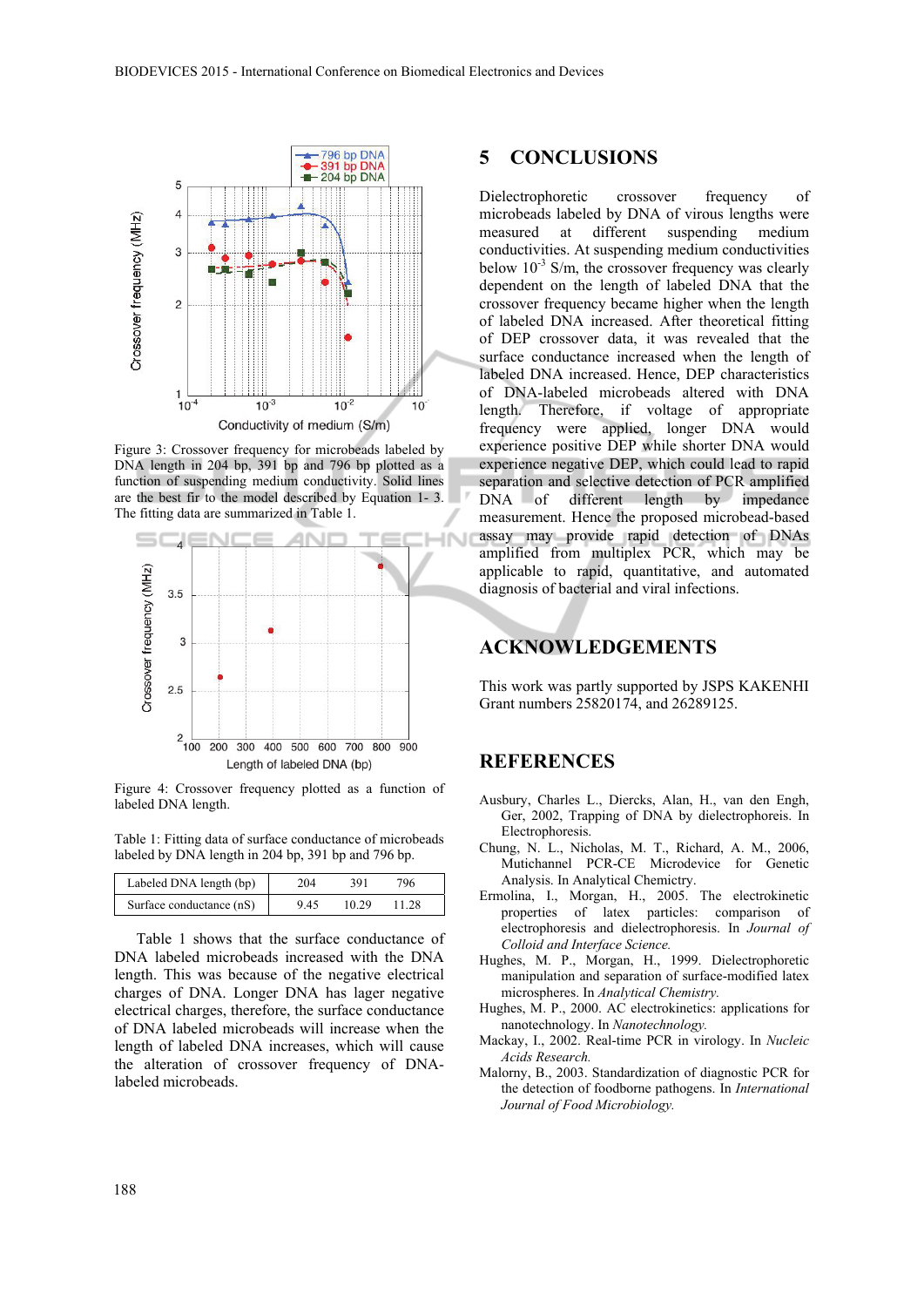Figure 3: Crossover frequency for microbeads labeled by DNA length in 204 bp, 391 bp and 796 bp plotted as a function of suspending medium conductivity. Solid lines are the best fir to the model described by Equation 1- 3. The fitting data are summarized in Table 1.

Figure 4: Crossover frequency plotted as a function of labeled DNA length.

Table 1: Fitting data of surface conductance of microbeads labeled by DNA length in 204 bp, 391 bp and 796 bp.

| Labeled DNA length (bp) | 204 | 391 | 796 |
|---|---|---|---|
| Surface conductance (nS) | 9.45 | 10.29 | 11.28 |

Table 1 shows that the surface conductance of DNA labeled microbeads increased with the DNA length. This was because of the negative electrical charges of DNA. Longer DNA has lager negative electrical charges, therefore, the surface conductance of DNA labeled microbeads will increase when the length of labeled DNA increases, which will cause the alteration of crossover frequency of DNA-labeled microbeads.

## 5 CONCLUSIONS

Dielectrophoretic crossover frequency of microbeads labeled by DNA of virous lengths were measured at different suspending medium conductivities. At suspending medium conductivities below $10^{-3}$ S/m, the crossover frequency was clearly dependent on the length of labeled DNA that the crossover frequency became higher when the length of labeled DNA increased. After theoretical fitting of DEP crossover data, it was revealed that the surface conductance increased when the length of labeled DNA increased. Hence, DEP characteristics of DNA-labeled microbeads altered with DNA length. Therefore, if voltage of appropriate frequency were applied, longer DNA would experience positive DEP while shorter DNA would experience negative DEP, which could lead to rapid separation and selective detection of PCR amplified DNA of different length by impedance measurement. Hence the proposed microbead-based assay may provide rapid detection of DNAs amplified from multiplex PCR, which may be applicable to rapid, quantitative, and automated diagnosis of bacterial and viral infections.

## ACKNOWLEDGEMENTS

This work was partly supported by JSPS KAKENHI Grant numbers 25820174, and 26289125.

## REFERENCES

Ausbury, Charles L., Diercks, Alan, H., van den Engh, Ger, 2002, Trapping of DNA by dielectrophoreis. In Electrophoresis.

Chung, N. L., Nicholas, M. T., Richard, A. M., 2006, Mutichannel PCR-CE Microdevice for Genetic Analysis. In Analytical Chemictry.

Ermolina, I., Morgan, H., 2005. The electrokinetic properties of latex particles: comparison of electrophoresis and dielectrophoresis. In *Journal of Colloid and Interface Science.*

Hughes, M. P., Morgan, H., 1999. Dielectrophoretic manipulation and separation of surface-modified latex microspheres. In *Analytical Chemistry.*

Hughes, M. P., 2000. AC electrokinetics: applications for nanotechnology. In *Nanotechnology.*

Mackay, I., 2002. Real-time PCR in virology. In *Nucleic Acids Research.*

Malorny, B., 2003. Standardization of diagnostic PCR for the detection of foodborne pathogens. In *International Journal of Food Microbiology.*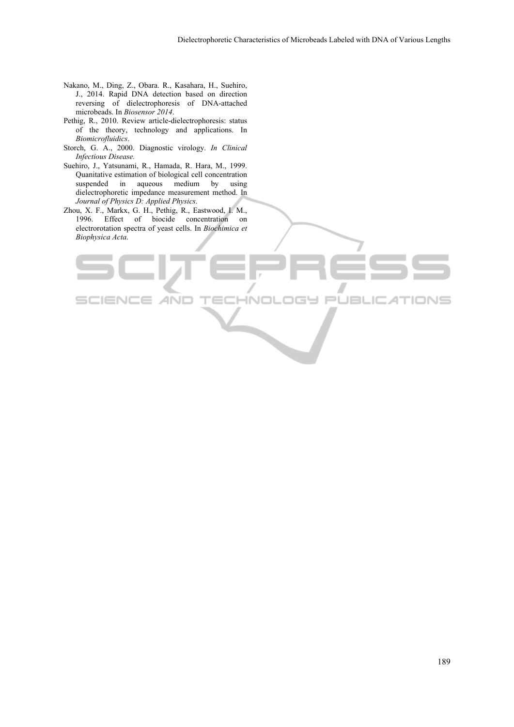Nakano, M., Ding, Z., Obara. R., Kasahara, H., Suehiro, J., 2014. Rapid DNA detection based on direction reversing of dielectrophoresis of DNA-attached microbeads. In *Biosensor 2014*.

Pethig, R., 2010. Review article-dielectrophoresis: status of the theory, technology and applications. In *Biomicrofluidics*.

Storch, G. A., 2000. Diagnostic virology. *In Clinical Infectious Disease.*

Suehiro, J., Yatsunami, R., Hamada, R. Hara, M., 1999. Quanitative estimation of biological cell concentration suspended in aqueous medium by using dielectrophoretic impedance measurement method. In *Journal of Physics D: Applied Physics*.

Zhou, X. F., Markx, G. H., Pethig, R., Eastwood, I. M., 1996. Effect of biocide concentration on electrorotation spectra of yeast cells. In *Biochimica et Biophysica Acta*.